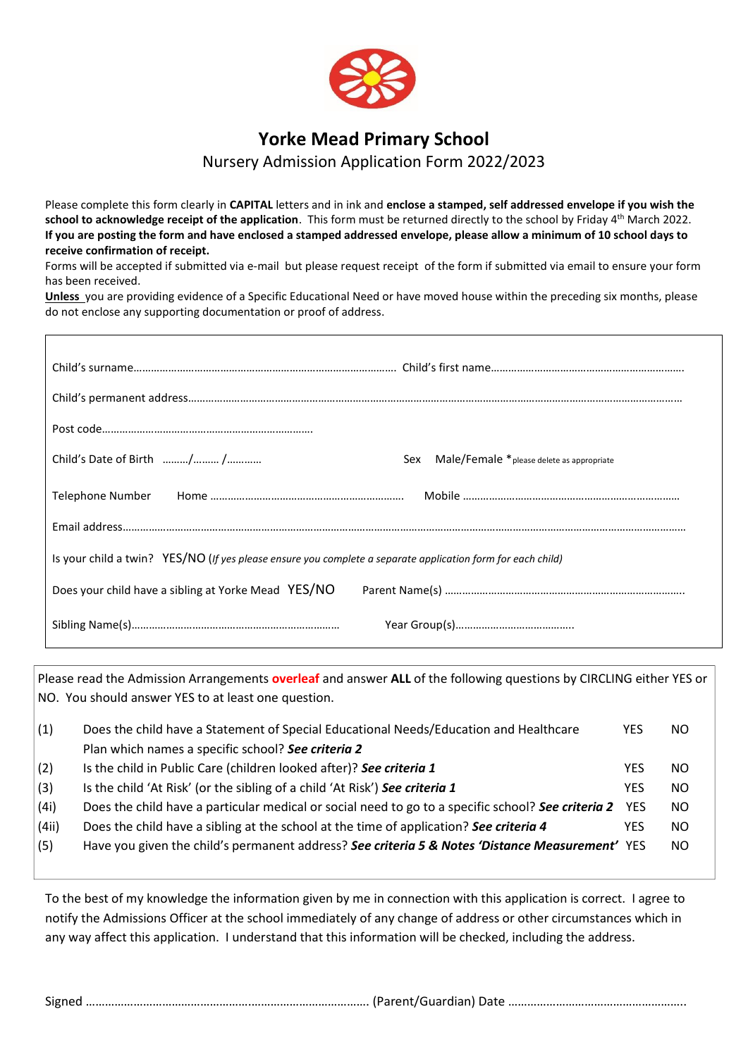# Yorke Mead Primary School

## Nursery Admission Application Form 2022/2023

Please complete this form clearly in **CAPITAL** letters and in ink and **enclose a stamped, self addressed envelope if you wish the school to acknowledge receipt of the application**. This form must be returned directly to the school by Friday 4th March 2022. **If you are posting the form and have enclosed a stamped addressed envelope, please allow a minimum of 10 school days to receive confirmation of receipt.**

Forms will be accepted if submitted via e-mail but please request receipt of the form if submitted via email to ensure your form has been received.

**Unless** you are providing evidence of a Specific Educational Need or have moved house within the preceding six months, please do not enclose any supporting documentation or proof of address.

Child's surname…………………………………………………………………………… Child's first name……………………………………………………….

Child's permanent address………………………………………………………………………………………………………………………………………

Post code……………………………………………………………

Child's Date of Birth ………/……… /………… Sex Male/Female *please delete as appropriate

Telephone Number Home ………………………………………………………. Mobile ………………………………………………………………

Email address…………………………………………………………………………………………………………………………………………………

Is your child a twin? YES/NO (*If yes please ensure you complete a separate application form for each child*)

Does your child have a sibling at Yorke Mead YES/NO Parent Name(s) ……………………………………………………………………….

Sibling Name(s)……………………………………………………………… Year Group(s)………………………………….

Please read the Admission Arrangements **overleaf** and answer **ALL** of the following questions by CIRCLING either YES or NO. You should answer YES to at least one question.

| | | | |
|---|---|---|---|
| (1) | Does the child have a Statement of Special Educational Needs/Education and Healthcare Plan which names a specific school? ***See criteria 2*** | YES | NO |
| (2) | Is the child in Public Care (children looked after)? ***See criteria 1*** | YES | NO |
| (3) | Is the child 'At Risk' (or the sibling of a child 'At Risk') ***See criteria 1*** | YES | NO |
| (4i) | Does the child have a particular medical or social need to go to a specific school? ***See criteria 2*** | YES | NO |
| (4ii) | Does the child have a sibling at the school at the time of application? ***See criteria 4*** | YES | NO |
| (5) | Have you given the child's permanent address? ***See criteria 5 & Notes 'Distance Measurement'*** | YES | NO |

To the best of my knowledge the information given by me in connection with this application is correct. I agree to notify the Admissions Officer at the school immediately of any change of address or other circumstances which in any way affect this application. I understand that this information will be checked, including the address.

Signed ………………………………………………………………………… (Parent/Guardian) Date ……………………………………………….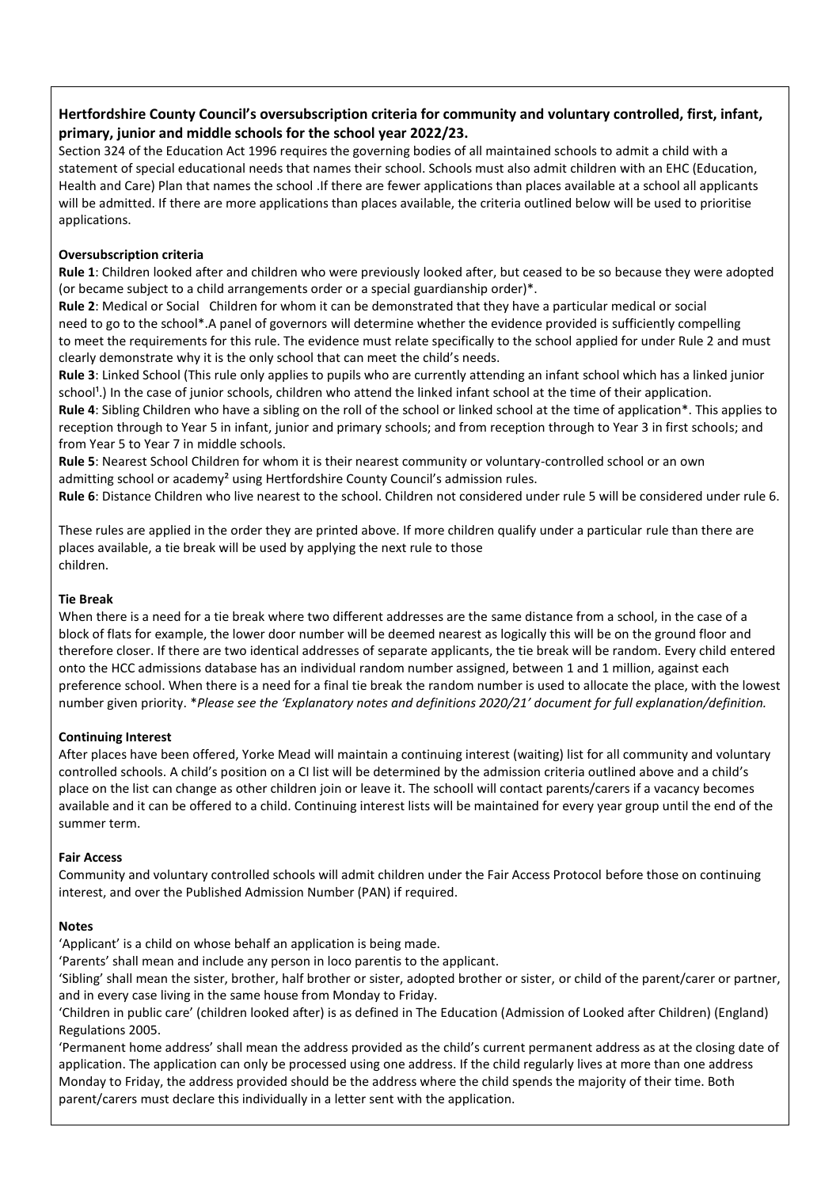## Hertfordshire County Council's oversubscription criteria for community and voluntary controlled, first, infant, primary, junior and middle schools for the school year 2022/23.

Section 324 of the Education Act 1996 requires the governing bodies of all maintained schools to admit a child with a statement of special educational needs that names their school. Schools must also admit children with an EHC (Education, Health and Care) Plan that names the school .If there are fewer applications than places available at a school all applicants will be admitted. If there are more applications than places available, the criteria outlined below will be used to prioritise applications.

### Oversubscription criteria

**Rule 1**: Children looked after and children who were previously looked after, but ceased to be so because they were adopted (or became subject to a child arrangements order or a special guardianship order)*.

**Rule 2**: Medical or Social Children for whom it can be demonstrated that they have a particular medical or social need to go to the school*.A panel of governors will determine whether the evidence provided is sufficiently compelling to meet the requirements for this rule. The evidence must relate specifically to the school applied for under Rule 2 and must clearly demonstrate why it is the only school that can meet the child's needs.

**Rule 3**: Linked School (This rule only applies to pupils who are currently attending an infant school which has a linked junior school[1].) In the case of junior schools, children who attend the linked infant school at the time of their application.

**Rule 4**: Sibling Children who have a sibling on the roll of the school or linked school at the time of application*. This applies to reception through to Year 5 in infant, junior and primary schools; and from reception through to Year 3 in first schools; and from Year 5 to Year 7 in middle schools.

**Rule 5**: Nearest School Children for whom it is their nearest community or voluntary-controlled school or an own admitting school or academy[2] using Hertfordshire County Council's admission rules.

**Rule 6**: Distance Children who live nearest to the school. Children not considered under rule 5 will be considered under rule 6.

These rules are applied in the order they are printed above. If more children qualify under a particular rule than there are places available, a tie break will be used by applying the next rule to those children.

### Tie Break

When there is a need for a tie break where two different addresses are the same distance from a school, in the case of a block of flats for example, the lower door number will be deemed nearest as logically this will be on the ground floor and therefore closer. If there are two identical addresses of separate applicants, the tie break will be random. Every child entered onto the HCC admissions database has an individual random number assigned, between 1 and 1 million, against each preference school. When there is a need for a final tie break the random number is used to allocate the place, with the lowest number given priority. **Please see the 'Explanatory notes and definitions 2020/21' document for full explanation/definition.*

### Continuing Interest

After places have been offered, Yorke Mead will maintain a continuing interest (waiting) list for all community and voluntary controlled schools. A child's position on a CI list will be determined by the admission criteria outlined above and a child's place on the list can change as other children join or leave it. The schooll will contact parents/carers if a vacancy becomes available and it can be offered to a child. Continuing interest lists will be maintained for every year group until the end of the summer term.

### Fair Access

Community and voluntary controlled schools will admit children under the Fair Access Protocol before those on continuing interest, and over the Published Admission Number (PAN) if required.

### Notes

'Applicant' is a child on whose behalf an application is being made.

'Parents' shall mean and include any person in loco parentis to the applicant.

'Sibling' shall mean the sister, brother, half brother or sister, adopted brother or sister, or child of the parent/carer or partner, and in every case living in the same house from Monday to Friday.

'Children in public care' (children looked after) is as defined in The Education (Admission of Looked after Children) (England) Regulations 2005.

'Permanent home address' shall mean the address provided as the child's current permanent address as at the closing date of application. The application can only be processed using one address. If the child regularly lives at more than one address Monday to Friday, the address provided should be the address where the child spends the majority of their time. Both parent/carers must declare this individually in a letter sent with the application.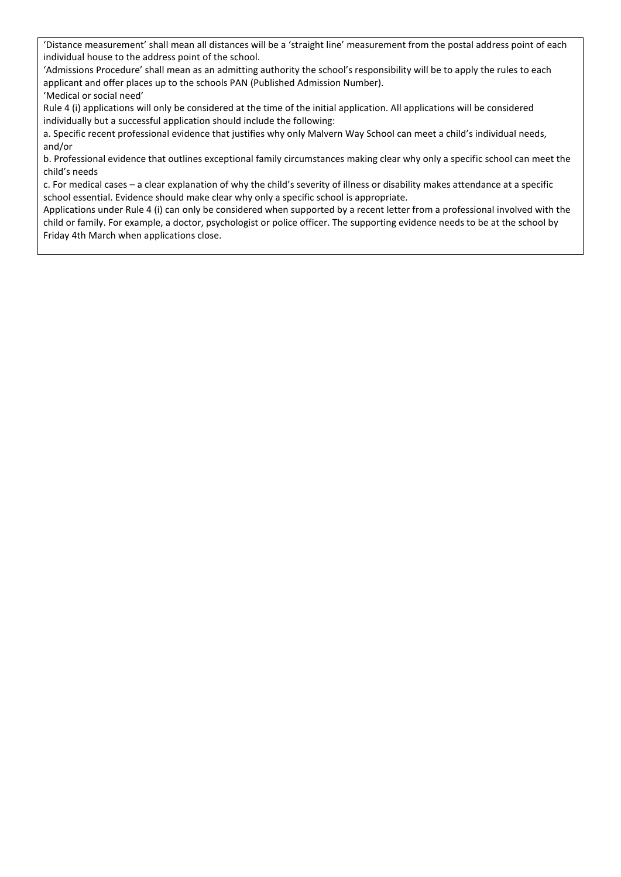'Distance measurement' shall mean all distances will be a 'straight line' measurement from the postal address point of each individual house to the address point of the school.

'Admissions Procedure' shall mean as an admitting authority the school's responsibility will be to apply the rules to each applicant and offer places up to the schools PAN (Published Admission Number).

'Medical or social need'

Rule 4 (i) applications will only be considered at the time of the initial application. All applications will be considered individually but a successful application should include the following:

a. Specific recent professional evidence that justifies why only Malvern Way School can meet a child's individual needs, and/or

b. Professional evidence that outlines exceptional family circumstances making clear why only a specific school can meet the child's needs

c. For medical cases – a clear explanation of why the child's severity of illness or disability makes attendance at a specific school essential. Evidence should make clear why only a specific school is appropriate.

Applications under Rule 4 (i) can only be considered when supported by a recent letter from a professional involved with the child or family. For example, a doctor, psychologist or police officer. The supporting evidence needs to be at the school by Friday 4th March when applications close.